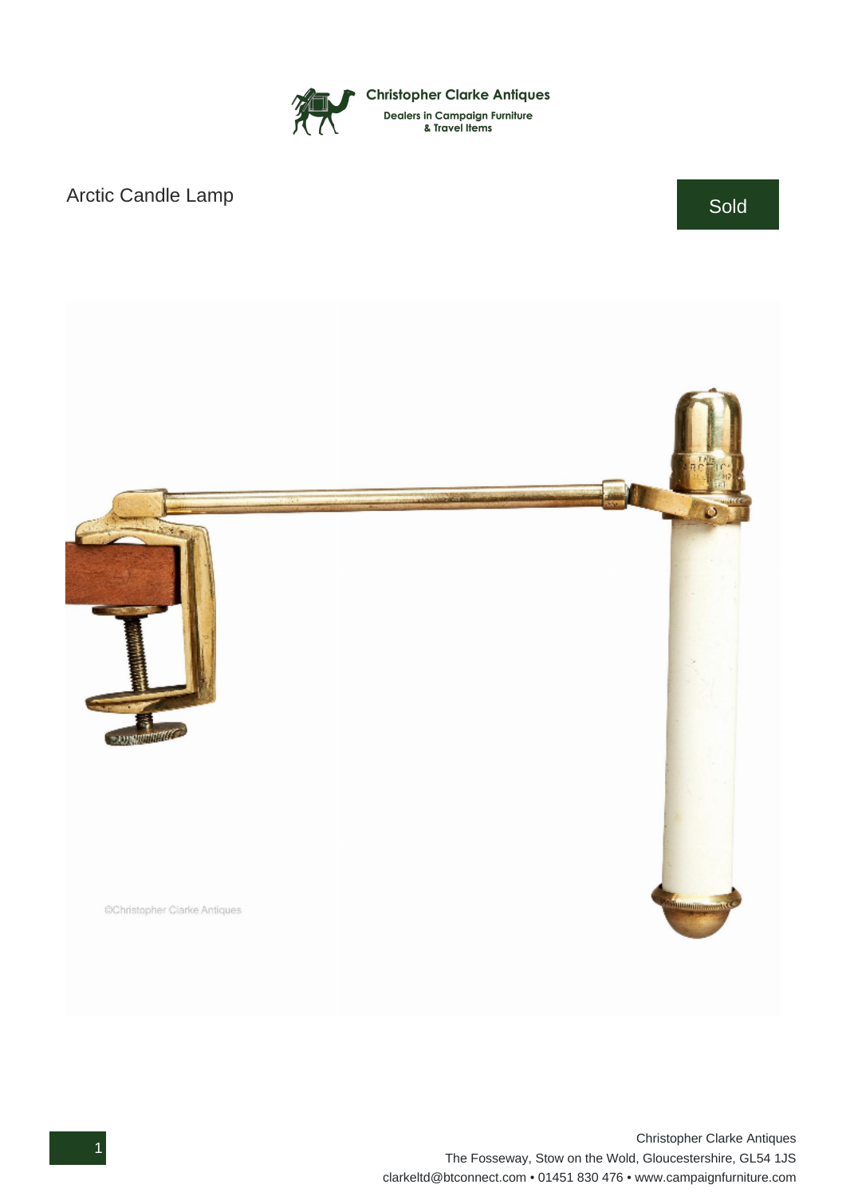Christopher Clarke Antiques

Dealers in Campaign Furniture & Travel Items

# Arctic Candle Lamp

Sold

Christopher Clarke Antiques
The Fosseway, Stow on the Wold, Gloucestershire, GL54 1JS
clarkeltd@btconnect.com • 01451 830 476 • www.campaignfurniture.com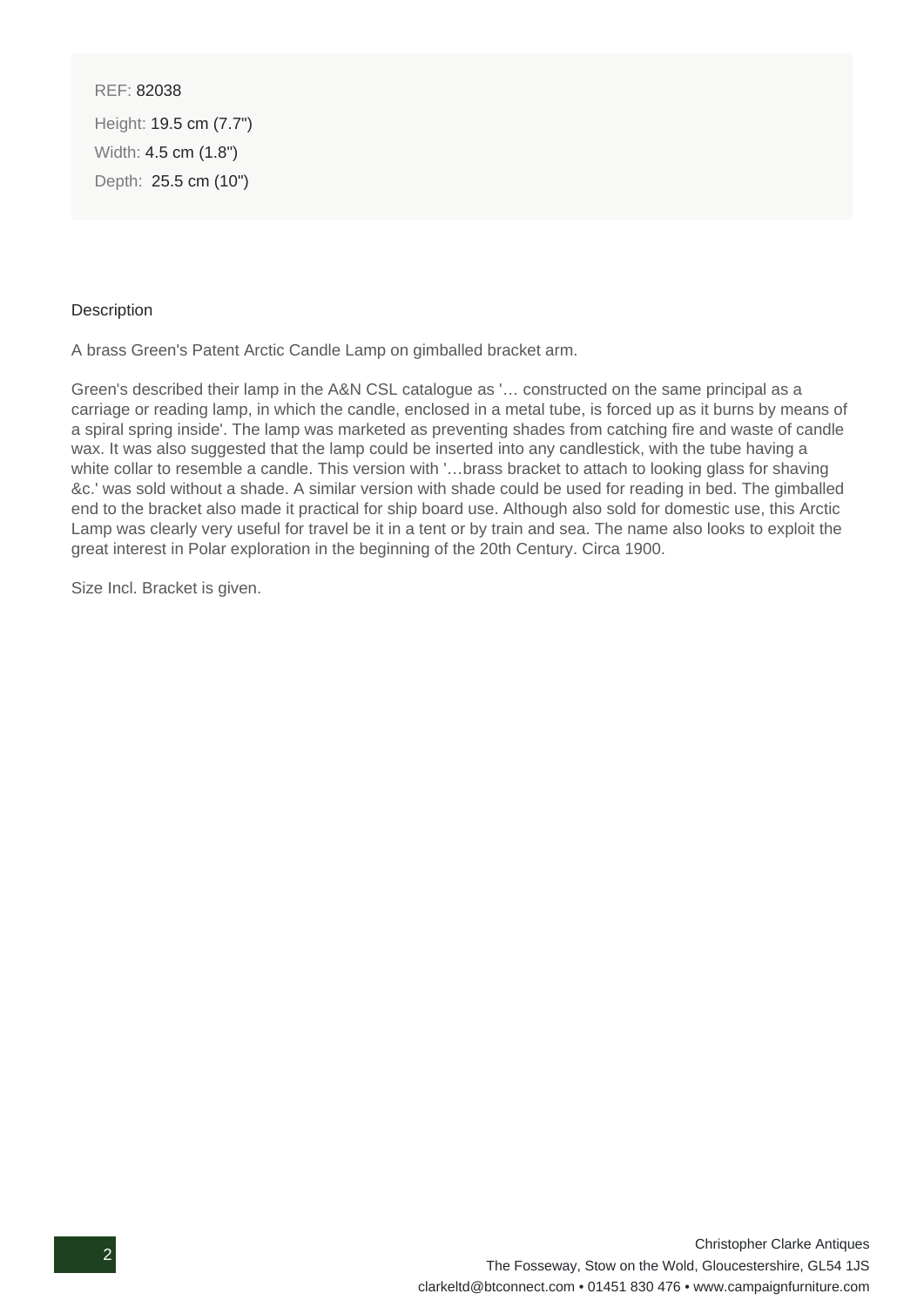REF: 82038

Height: 19.5 cm (7.7")

Width: 4.5 cm (1.8")

Depth: 25.5 cm (10")

## Description

A brass Green's Patent Arctic Candle Lamp on gimballed bracket arm.

Green's described their lamp in the A&N CSL catalogue as '… constructed on the same principal as a carriage or reading lamp, in which the candle, enclosed in a metal tube, is forced up as it burns by means of a spiral spring inside'. The lamp was marketed as preventing shades from catching fire and waste of candle wax. It was also suggested that the lamp could be inserted into any candlestick, with the tube having a white collar to resemble a candle. This version with '…brass bracket to attach to looking glass for shaving &c.' was sold without a shade. A similar version with shade could be used for reading in bed. The gimballed end to the bracket also made it practical for ship board use. Although also sold for domestic use, this Arctic Lamp was clearly very useful for travel be it in a tent or by train and sea. The name also looks to exploit the great interest in Polar exploration in the beginning of the 20th Century. Circa 1900.

Size Incl. Bracket is given.

Christopher Clarke Antiques
The Fosseway, Stow on the Wold, Gloucestershire, GL54 1JS
clarkeltd@btconnect.com • 01451 830 476 • www.campaignfurniture.com